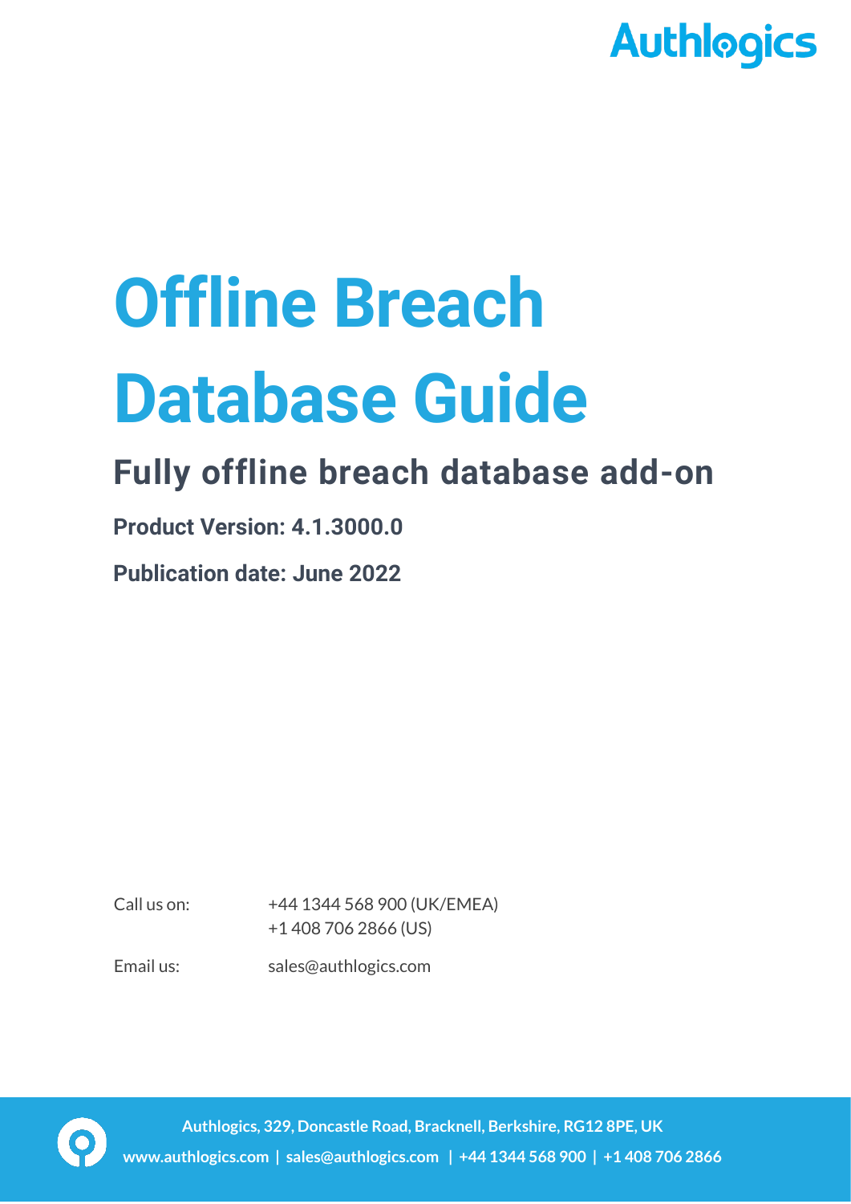Authlogics

# Offline Breach Database Guide

## Fully offline breach database add-on

**Product Version: 4.1.3000.0**

**Publication date: June 2022**

Call us on: +44 1344 568 900 (UK/EMEA)
+1 408 706 2866 (US)

Email us: sales@authlogics.com

**Authlogics, 329, Doncastle Road, Bracknell, Berkshire, RG12 8PE, UK**
**www.authlogics.com | sales@authlogics.com | +44 1344 568 900 | +1 408 706 2866**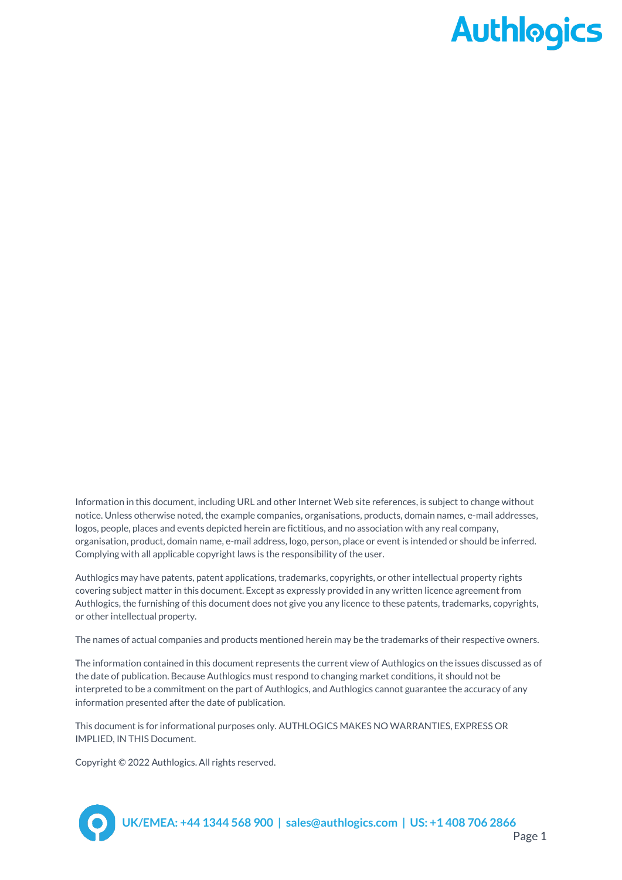Information in this document, including URL and other Internet Web site references, is subject to change without notice. Unless otherwise noted, the example companies, organisations, products, domain names, e-mail addresses, logos, people, places and events depicted herein are fictitious, and no association with any real company, organisation, product, domain name, e-mail address, logo, person, place or event is intended or should be inferred. Complying with all applicable copyright laws is the responsibility of the user.

Authlogics may have patents, patent applications, trademarks, copyrights, or other intellectual property rights covering subject matter in this document. Except as expressly provided in any written licence agreement from Authlogics, the furnishing of this document does not give you any licence to these patents, trademarks, copyrights, or other intellectual property.

The names of actual companies and products mentioned herein may be the trademarks of their respective owners.

The information contained in this document represents the current view of Authlogics on the issues discussed as of the date of publication. Because Authlogics must respond to changing market conditions, it should not be interpreted to be a commitment on the part of Authlogics, and Authlogics cannot guarantee the accuracy of any information presented after the date of publication.

This document is for informational purposes only. AUTHLOGICS MAKES NO WARRANTIES, EXPRESS OR IMPLIED, IN THIS Document.

Copyright © 2022 Authlogics. All rights reserved.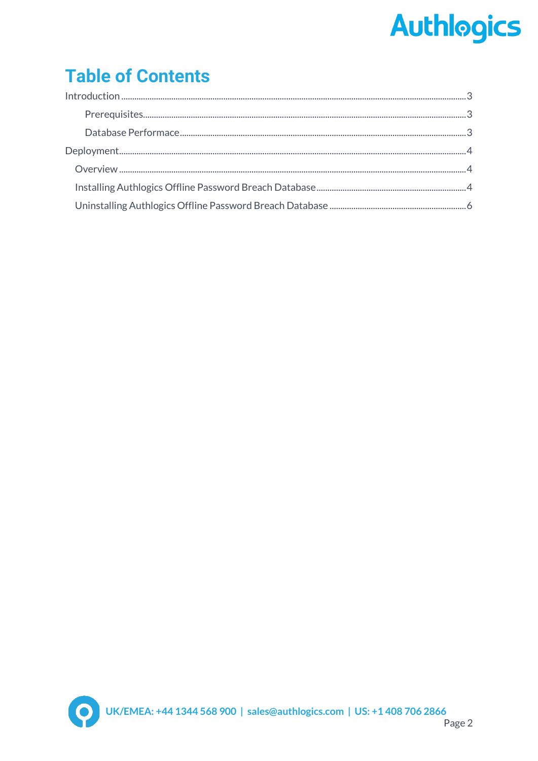# Table of Contents

- Introduction ..... 3
    - Prerequisites ..... 3
    - Database Performace ..... 3
- Deployment ..... 4
  - Overview ..... 4
  - Installing Authlogics Offline Password Breach Database ..... 4
  - Uninstalling Authlogics Offline Password Breach Database ..... 6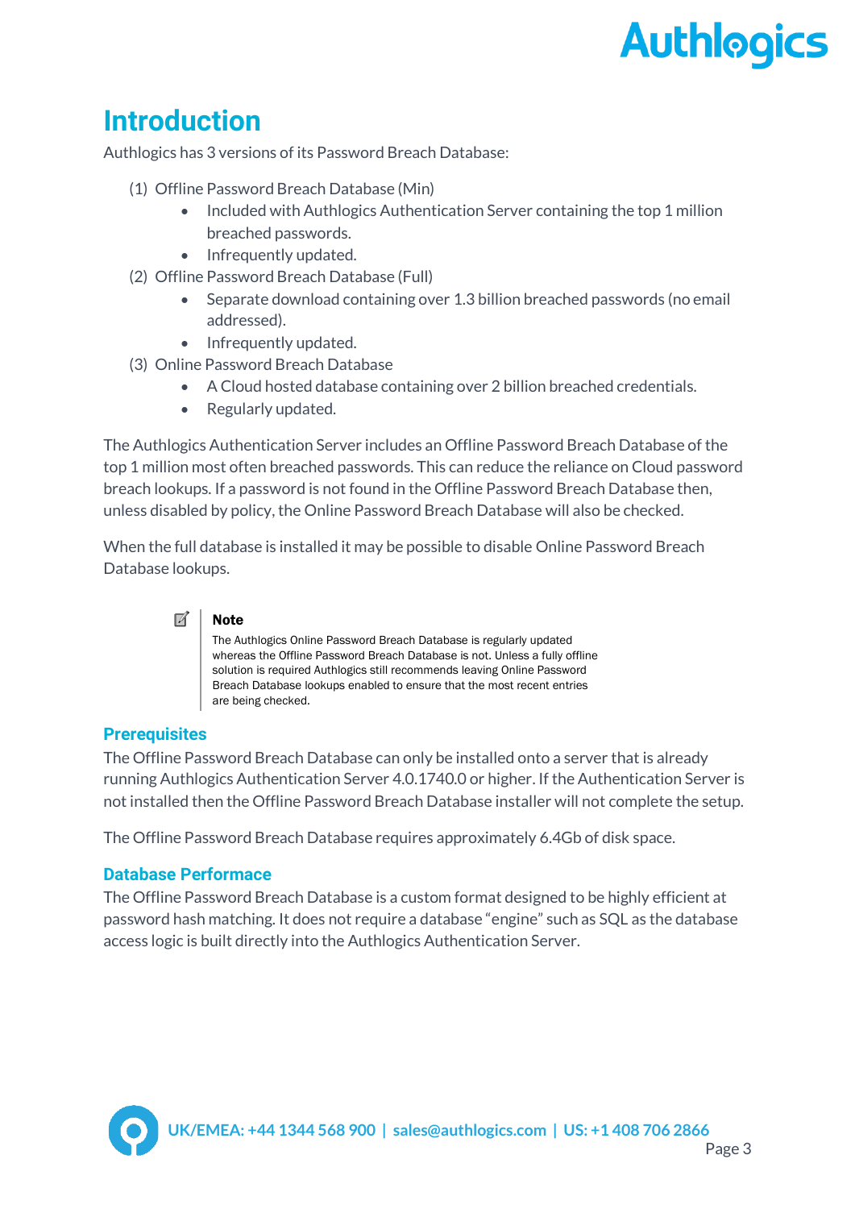# Introduction

Authlogics has 3 versions of its Password Breach Database:

(1) Offline Password Breach Database (Min)
- Included with Authlogics Authentication Server containing the top 1 million breached passwords.
- Infrequently updated.

(2) Offline Password Breach Database (Full)
- Separate download containing over 1.3 billion breached passwords (no email addressed).
- Infrequently updated.

(3) Online Password Breach Database
- A Cloud hosted database containing over 2 billion breached credentials.
- Regularly updated.

The Authlogics Authentication Server includes an Offline Password Breach Database of the top 1 million most often breached passwords. This can reduce the reliance on Cloud password breach lookups. If a password is not found in the Offline Password Breach Database then, unless disabled by policy, the Online Password Breach Database will also be checked.

When the full database is installed it may be possible to disable Online Password Breach Database lookups.

> **Note**
> The Authlogics Online Password Breach Database is regularly updated whereas the Offline Password Breach Database is not. Unless a fully offline solution is required Authlogics still recommends leaving Online Password Breach Database lookups enabled to ensure that the most recent entries are being checked.

## Prerequisites

The Offline Password Breach Database can only be installed onto a server that is already running Authlogics Authentication Server 4.0.1740.0 or higher. If the Authentication Server is not installed then the Offline Password Breach Database installer will not complete the setup.

The Offline Password Breach Database requires approximately 6.4Gb of disk space.

## Database Performace

The Offline Password Breach Database is a custom format designed to be highly efficient at password hash matching. It does not require a database "engine" such as SQL as the database access logic is built directly into the Authlogics Authentication Server.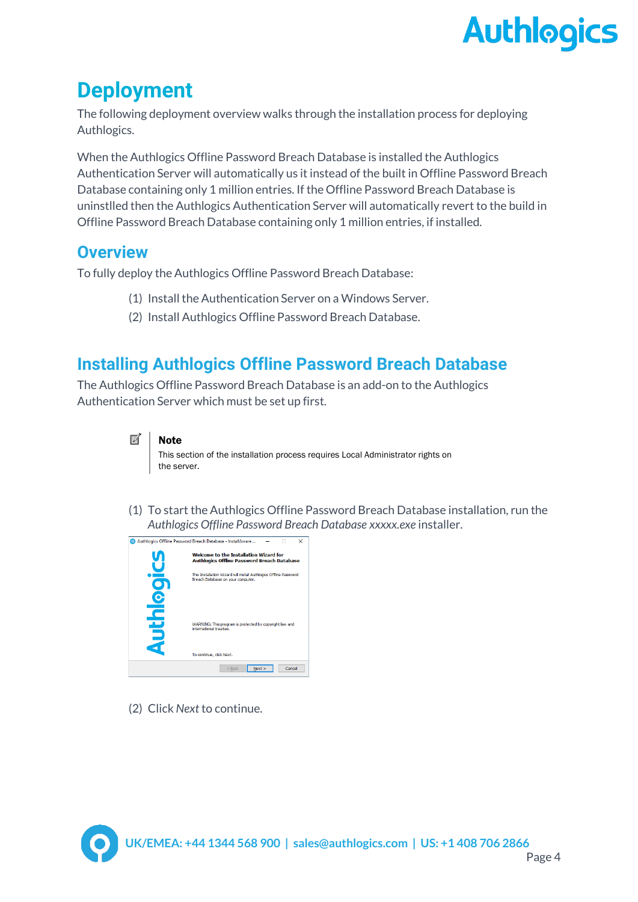# Deployment

The following deployment overview walks through the installation process for deploying Authlogics.

When the Authlogics Offline Password Breach Database is installed the Authlogics Authentication Server will automatically us it instead of the built in Offline Password Breach Database containing only 1 million entries. If the Offline Password Breach Database is uninstlled then the Authlogics Authentication Server will automatically revert to the build in Offline Password Breach Database containing only 1 million entries, if installed.

## Overview

To fully deploy the Authlogics Offline Password Breach Database:

(1) Install the Authentication Server on a Windows Server.
(2) Install Authlogics Offline Password Breach Database.

## Installing Authlogics Offline Password Breach Database

The Authlogics Offline Password Breach Database is an add-on to the Authlogics Authentication Server which must be set up first.

> **Note**
> This section of the installation process requires Local Administrator rights on the server.

(1) To start the Authlogics Offline Password Breach Database installation, run the *Authlogics Offline Password Breach Database xxxxx.exe* installer.

(2) Click *Next* to continue.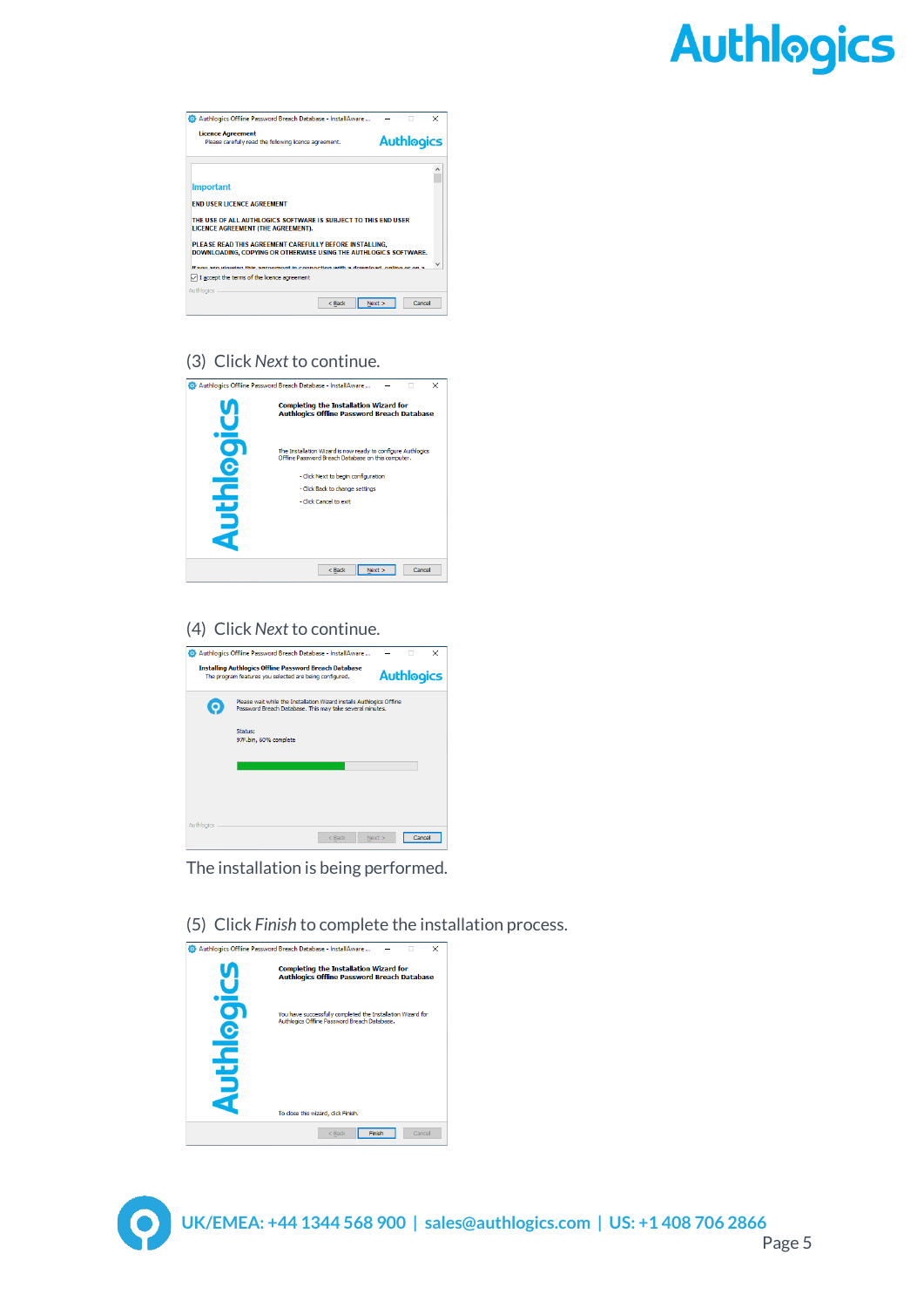(3) Click *Next* to continue.

(4) Click *Next* to continue.

The installation is being performed.

(5) Click *Finish* to complete the installation process.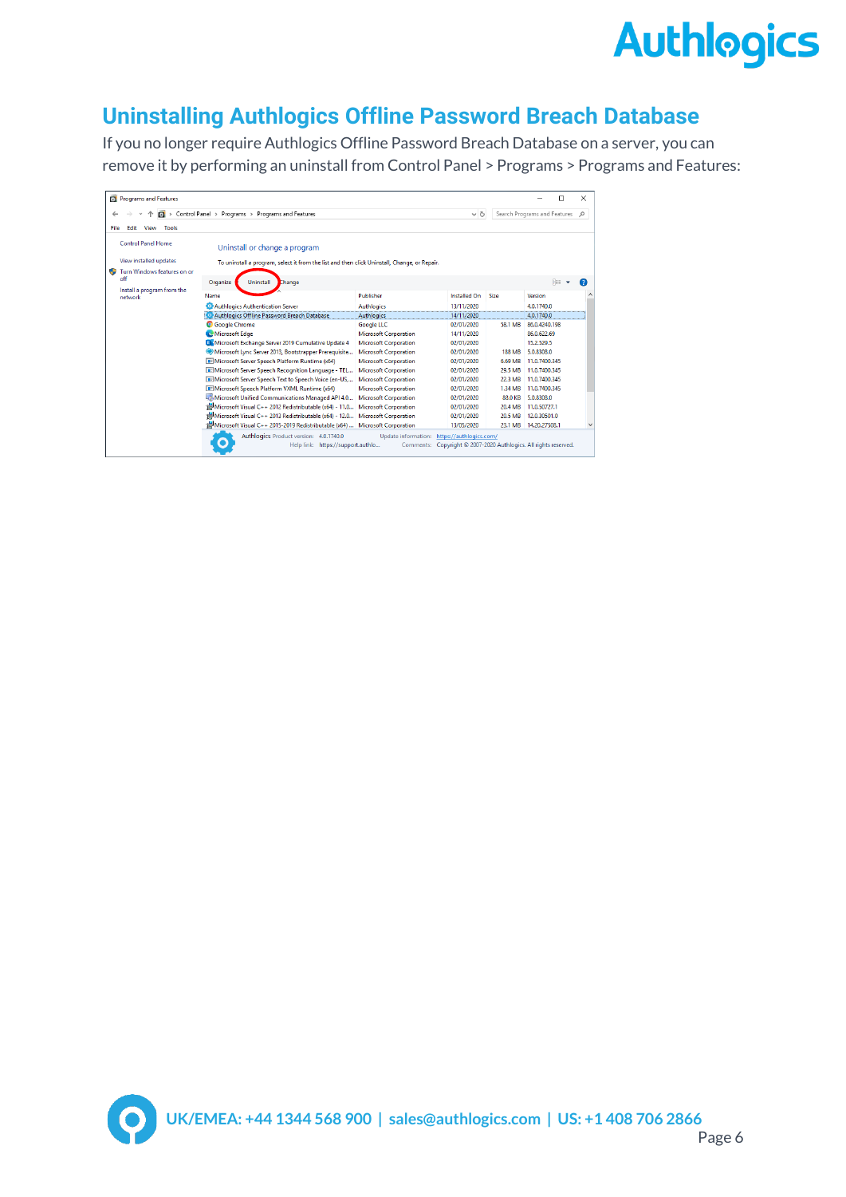## Uninstalling Authlogics Offline Password Breach Database

If you no longer require Authlogics Offline Password Breach Database on a server, you can remove it by performing an uninstall from Control Panel > Programs > Programs and Features: